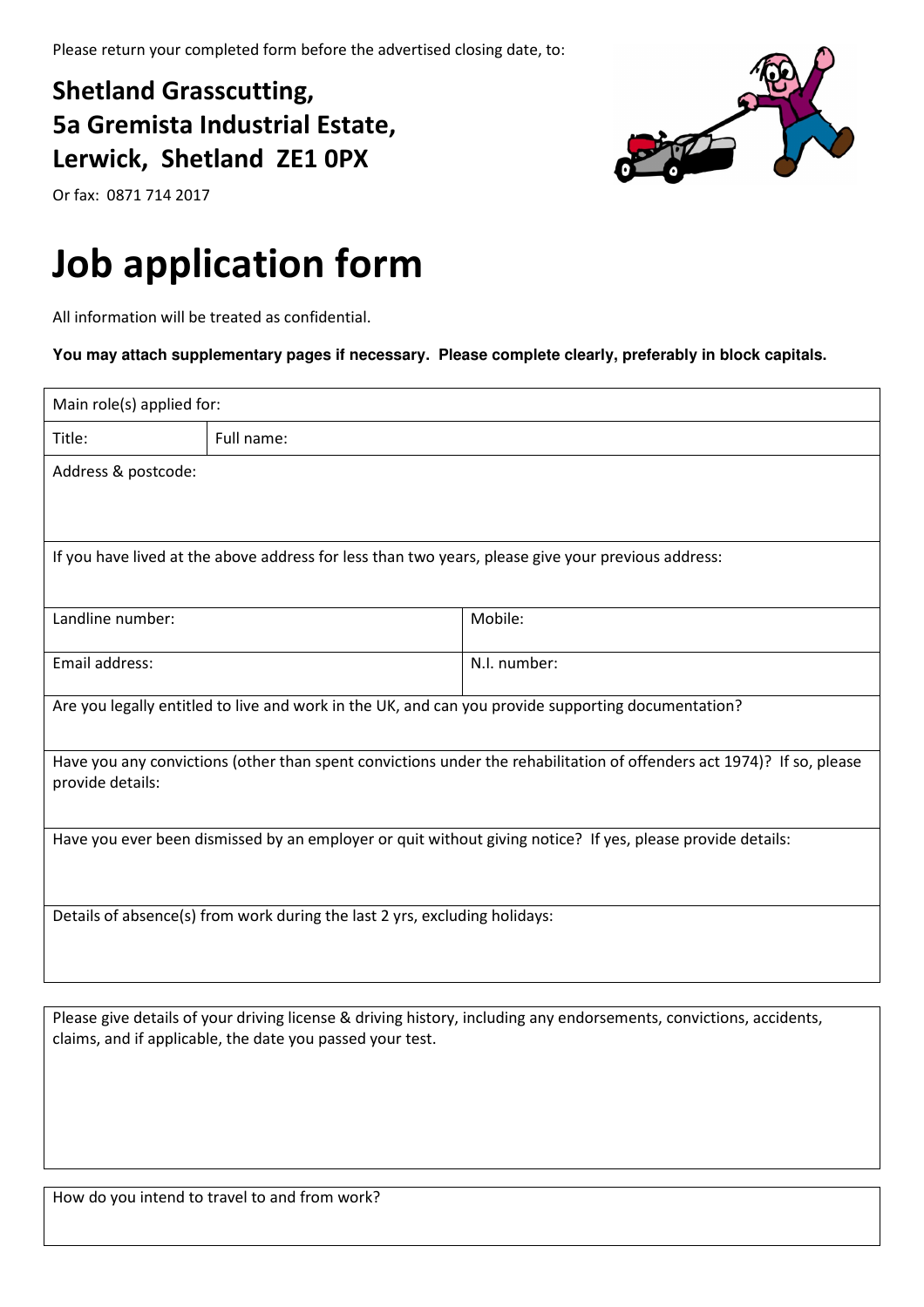Please return your completed form before the advertised closing date, to:

**Shetland Grasscutting,**
**5a Gremista Industrial Estate,**
**Lerwick, Shetland ZE1 0PX**

Or fax: 0871 714 2017

# Job application form

All information will be treated as confidential.

**You may attach supplementary pages if necessary. Please complete clearly, preferably in block capitals.**

| Main role(s) applied for: | | |
|---|---|---|
| Title: | Full name: | |
| Address & postcode: | | |
| If you have lived at the above address for less than two years, please give your previous address: | | |
| Landline number: | | Mobile: |
| Email address: | | N.I. number: |
| Are you legally entitled to live and work in the UK, and can you provide supporting documentation? | | |
| Have you any convictions (other than spent convictions under the rehabilitation of offenders act 1974)? If so, please provide details: | | |
| Have you ever been dismissed by an employer or quit without giving notice? If yes, please provide details: | | |
| Details of absence(s) from work during the last 2 yrs, excluding holidays: | | |

| Please give details of your driving license & driving history, including any endorsements, convictions, accidents, claims, and if applicable, the date you passed your test. |
|---|
| |

| How do you intend to travel to and from work? |
|---|
| |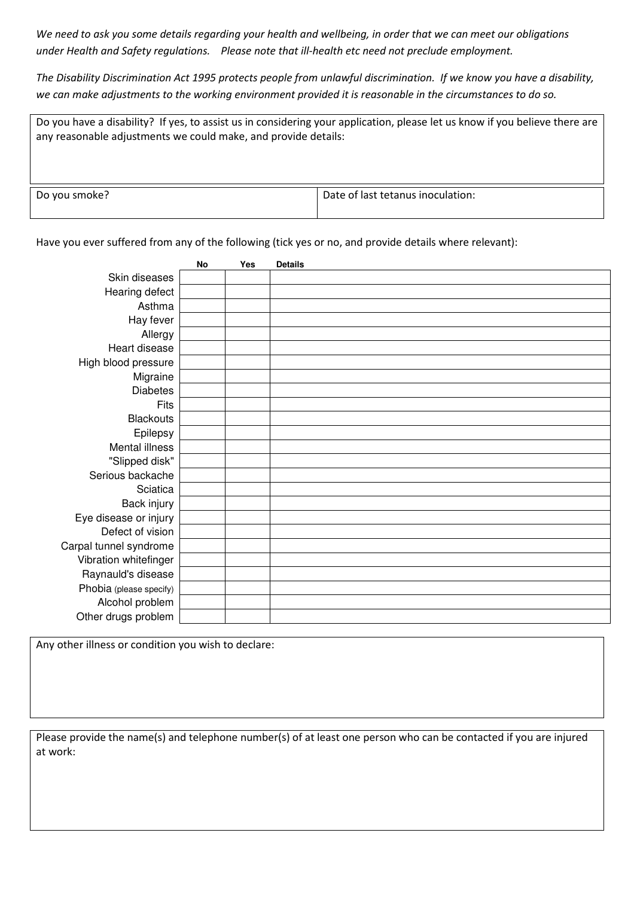*We need to ask you some details regarding your health and wellbeing, in order that we can meet our obligations under Health and Safety regulations. Please note that ill-health etc need not preclude employment.*

*The Disability Discrimination Act 1995 protects people from unlawful discrimination. If we know you have a disability, we can make adjustments to the working environment provided it is reasonable in the circumstances to do so.*

| Do you have a disability? If yes, to assist us in considering your application, please let us know if you believe there are any reasonable adjustments we could make, and provide details: |
|---|
| |

| Do you smoke? | Date of last tetanus inoculation: |
|---|---|
| | |

Have you ever suffered from any of the following (tick yes or no, and provide details where relevant):

| | No | Yes | Details |
|---|---|---|---|
| Skin diseases | | | |
| Hearing defect | | | |
| Asthma | | | |
| Hay fever | | | |
| Allergy | | | |
| Heart disease | | | |
| High blood pressure | | | |
| Migraine | | | |
| Diabetes | | | |
| Fits | | | |
| Blackouts | | | |
| Epilepsy | | | |
| Mental illness | | | |
| "Slipped disk" | | | |
| Serious backache | | | |
| Sciatica | | | |
| Back injury | | | |
| Eye disease or injury | | | |
| Defect of vision | | | |
| Carpal tunnel syndrome | | | |
| Vibration whitefinger | | | |
| Raynauld's disease | | | |
| Phobia (please specify) | | | |
| Alcohol problem | | | |
| Other drugs problem | | | |

| Any other illness or condition you wish to declare: |
|---|
| |

| Please provide the name(s) and telephone number(s) of at least one person who can be contacted if you are injured at work: |
|---|
| |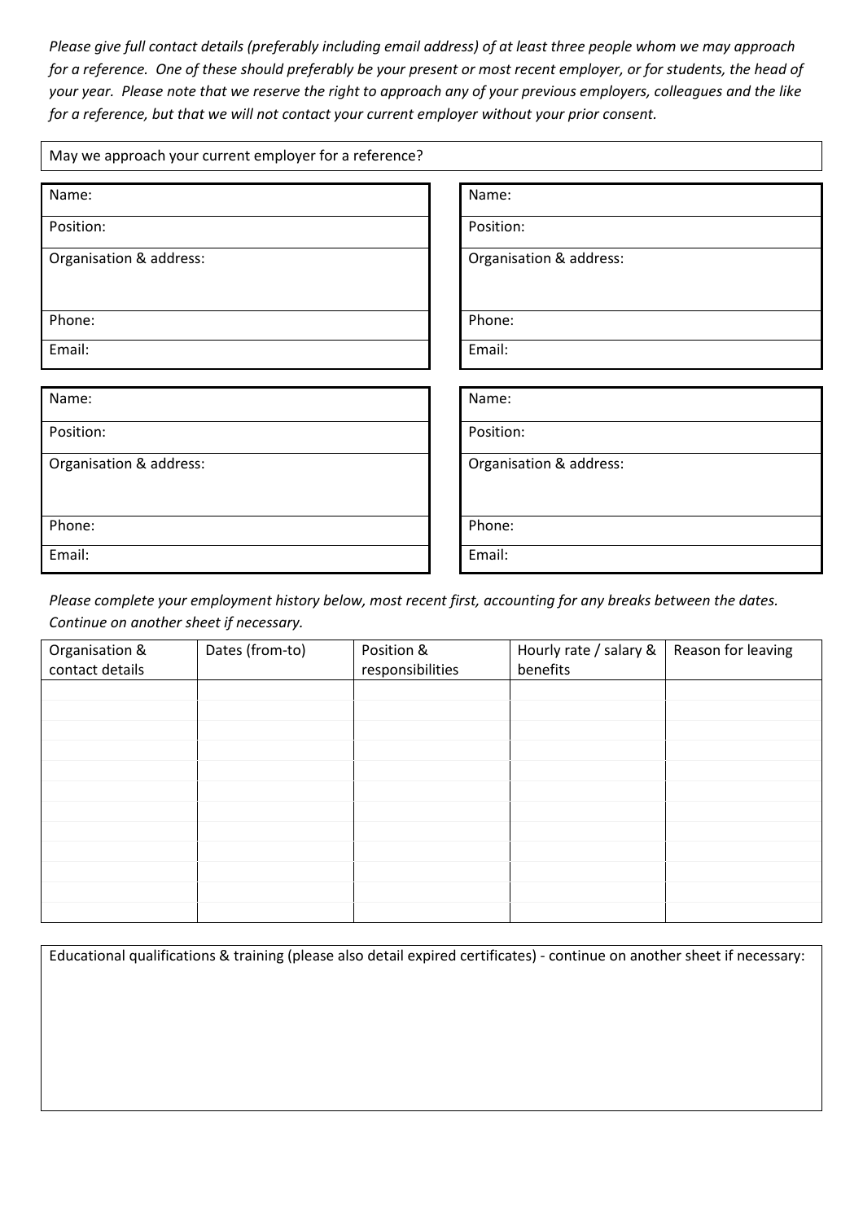*Please give full contact details (preferably including email address) of at least three people whom we may approach for a reference. One of these should preferably be your present or most recent employer, or for students, the head of your year. Please note that we reserve the right to approach any of your previous employers, colleagues and the like for a reference, but that we will not contact your current employer without your prior consent.*

| May we approach your current employer for a reference? |
|---|

| Name: |
|---|
| Position: |
| Organisation & address: |
| Phone: |
| Email: |

| Name: |
|---|
| Position: |
| Organisation & address: |
| Phone: |
| Email: |

| Name: |
|---|
| Position: |
| Organisation & address: |
| Phone: |
| Email: |

| Name: |
|---|
| Position: |
| Organisation & address: |
| Phone: |
| Email: |

*Please complete your employment history below, most recent first, accounting for any breaks between the dates. Continue on another sheet if necessary.*

| Organisation & contact details | Dates (from-to) | Position & responsibilities | Hourly rate / salary & benefits | Reason for leaving |
|---|---|---|---|---|
| | | | | |
| | | | | |
| | | | | |
| | | | | |
| | | | | |
| | | | | |
| | | | | |
| | | | | |
| | | | | |
| | | | | |
| | | | | |
| | | | | |

| Educational qualifications & training (please also detail expired certificates) - continue on another sheet if necessary: |
|---|
| |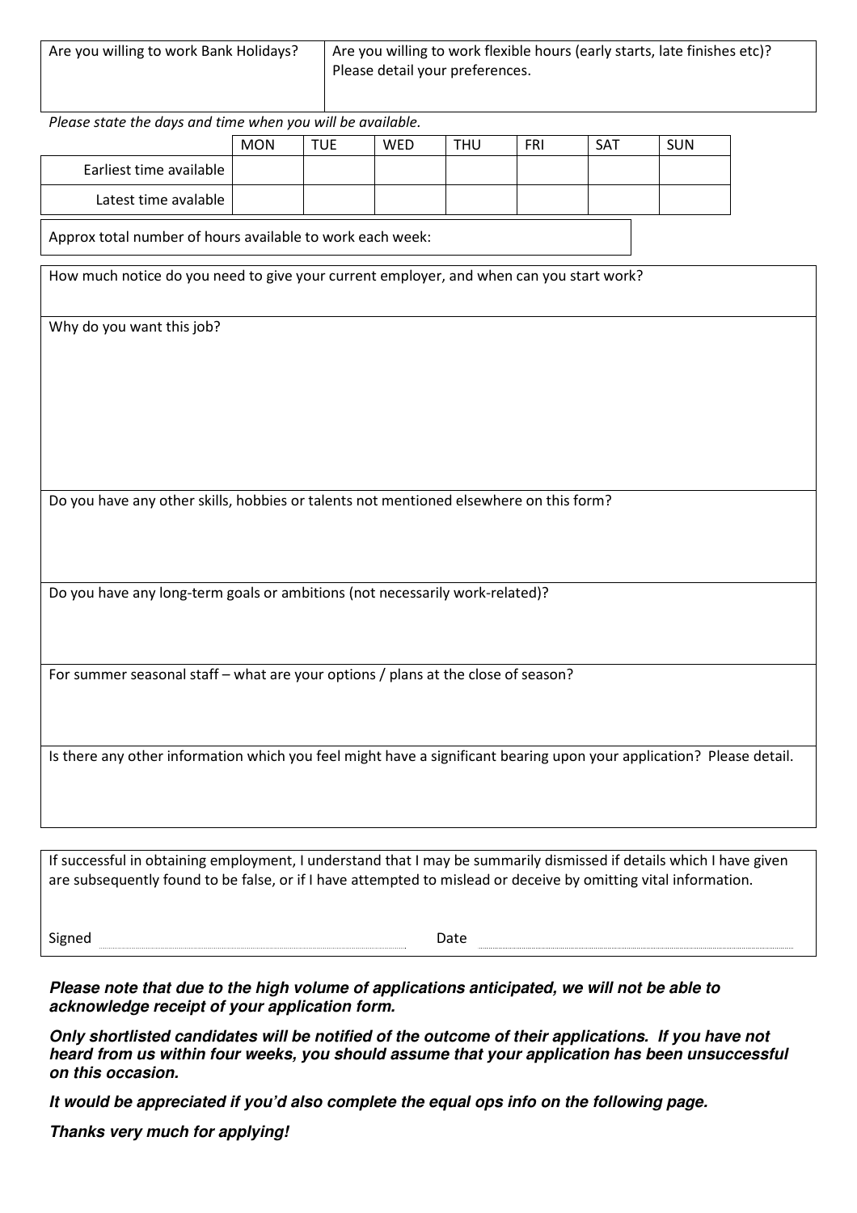| Are you willing to work Bank Holidays? | Are you willing to work flexible hours (early starts, late finishes etc)? Please detail your preferences. |
|---|---|
| | |

*Please state the days and time when you will be available.*

| | MON | TUE | WED | THU | FRI | SAT | SUN |
|---|---|---|---|---|---|---|---|
| Earliest time available | | | | | | | |
| Latest time avalable | | | | | | | |

Approx total number of hours available to work each week:

How much notice do you need to give your current employer, and when can you start work?

Why do you want this job?

Do you have any other skills, hobbies or talents not mentioned elsewhere on this form?

Do you have any long-term goals or ambitions (not necessarily work-related)?

For summer seasonal staff – what are your options / plans at the close of season?

Is there any other information which you feel might have a significant bearing upon your application? Please detail.

If successful in obtaining employment, I understand that I may be summarily dismissed if details which I have given are subsequently found to be false, or if I have attempted to mislead or deceive by omitting vital information.

Signed ........................................ Date ........................................

***Please note that due to the high volume of applications anticipated, we will not be able to acknowledge receipt of your application form.***

***Only shortlisted candidates will be notified of the outcome of their applications. If you have not heard from us within four weeks, you should assume that your application has been unsuccessful on this occasion.***

***It would be appreciated if you'd also complete the equal ops info on the following page.***

***Thanks very much for applying!***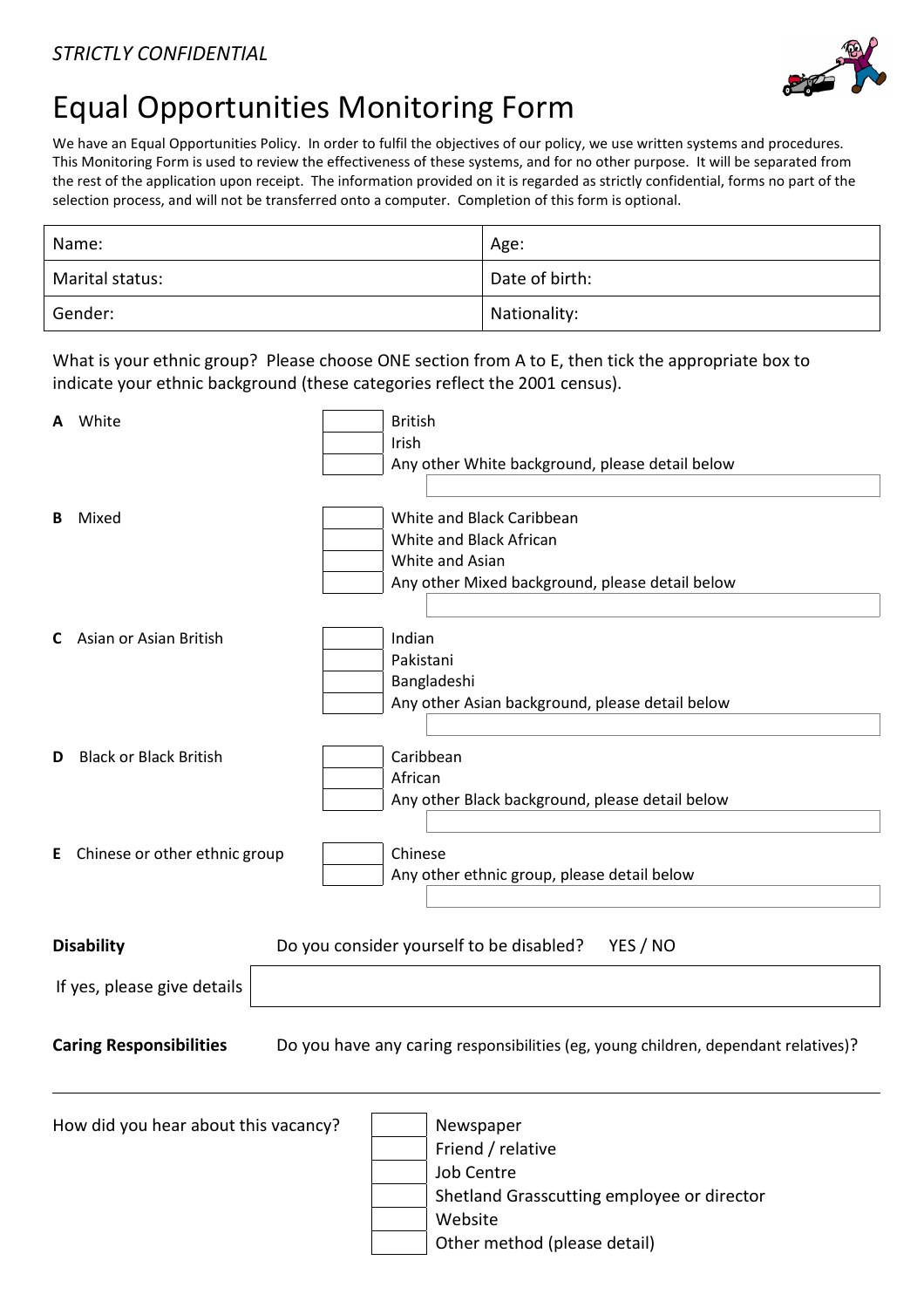*STRICTLY CONFIDENTIAL*

# Equal Opportunities Monitoring Form

We have an Equal Opportunities Policy. In order to fulfil the objectives of our policy, we use written systems and procedures. This Monitoring Form is used to review the effectiveness of these systems, and for no other purpose. It will be separated from the rest of the application upon receipt. The information provided on it is regarded as strictly confidential, forms no part of the selection process, and will not be transferred onto a computer. Completion of this form is optional.

| | |
|---|---|
| Name: | Age: |
| Marital status: | Date of birth: |
| Gender: | Nationality: |

What is your ethnic group? Please choose ONE section from A to E, then tick the appropriate box to indicate your ethnic background (these categories reflect the 2001 census).

**A** White
- ☐ British
- ☐ Irish
- ☐ Any other White background, please detail below

**B** Mixed
- ☐ White and Black Caribbean
- ☐ White and Black African
- ☐ White and Asian
- ☐ Any other Mixed background, please detail below

**C** Asian or Asian British
- ☐ Indian
- ☐ Pakistani
- ☐ Bangladeshi
- ☐ Any other Asian background, please detail below

**D** Black or Black British
- ☐ Caribbean
- ☐ African
- ☐ Any other Black background, please detail below

**E** Chinese or other ethnic group
- ☐ Chinese
- ☐ Any other ethnic group, please detail below

**Disability** Do you consider yourself to be disabled? YES / NO

If yes, please give details

**Caring Responsibilities** Do you have any caring responsibilities (eg, young children, dependant relatives)?

---

How did you hear about this vacancy?
- ☐ Newspaper
- ☐ Friend / relative
- ☐ Job Centre
- ☐ Shetland Grasscutting employee or director
- ☐ Website
- ☐ Other method (please detail)